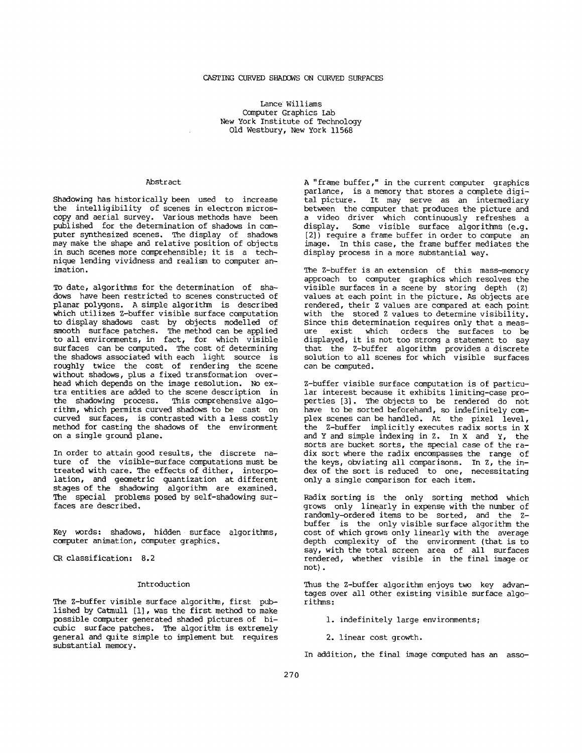# CASTING CURVED SHADOWS ON CURVED SURFACES

Lance Williams
Computer Graphics Lab
New York Institute of Technology
Old Westbury, New York 11568

## Abstract

Shadowing has historically been used to increase the intelligibility of scenes in electron microscopy and aerial survey. Various methods have been published for the determination of shadows in computer synthesized scenes. The display of shadows may make the shape and relative position of objects in such scenes more comprehensible; it is a technique lending vividness and realism to computer animation.

To date, algorithms for the determination of shadows have been restricted to scenes constructed of planar polygons. A simple algorithm is described which utilizes Z-buffer visible surface computation to display shadows cast by objects modelled of smooth surface patches. The method can be applied to all environments, in fact, for which visible surfaces can be computed. The cost of determining the shadows associated with each light source is roughly twice the cost of rendering the scene without shadows, plus a fixed transformation overhead which depends on the image resolution. No extra entities are added to the scene description in the shadowing process. This comprehensive algorithm, which permits curved shadows to be cast on curved surfaces, is contrasted with a less costly method for casting the shadows of the environment on a single ground plane.

In order to attain good results, the discrete nature of the visible-surface computations must be treated with care. The effects of dither, interpolation, and geometric quantization at different stages of the shadowing algorithm are examined. The special problems posed by self-shadowing surfaces are described.

Key words: shadows, hidden surface algorithms, computer animation, computer graphics.

CR classification: 8.2

## Introduction

The Z-buffer visible surface algorithm, first published by Catmull [1], was the first method to make possible computer generated shaded pictures of bicubic surface patches. The algorithm is extremely general and quite simple to implement but requires substantial memory.

A "frame buffer," in the current computer graphics parlance, is a memory that stores a complete digital picture. It may serve as an intermediary between the computer that produces the picture and a video driver which continuously refreshes a display. Some visible surface algorithms (e.g. [2]) require a frame buffer in order to compute an image. In this case, the frame buffer mediates the display process in a more substantial way.

The Z-buffer is an extension of this mass-memory approach to computer graphics which resolves the visible surfaces in a scene by storing depth (Z) values at each point in the picture. As objects are rendered, their Z values are compared at each point with the stored Z values to determine visibility. Since this determination requires only that a measure exist which orders the surfaces to be displayed, it is not too strong a statement to say that the Z-buffer algorithm provides a discrete solution to all scenes for which visible surfaces can be computed.

Z-buffer visible surface computation is of particular interest because it exhibits limiting-case properties [3]. The objects to be rendered do not have to be sorted beforehand, so indefinitely complex scenes can be handled. At the pixel level, the Z-buffer implicitly executes radix sorts in X and Y and simple indexing in Z. In X and Y, the sorts are bucket sorts, the special case of the radix sort where the radix encompasses the range of the keys, obviating all comparisons. In Z, the index of the sort is reduced to one, necessitating only a single comparison for each item.

Radix sorting is the only sorting method which grows only linearly in expense with the number of randomly-ordered items to be sorted, and the Z-buffer is the only visible surface algorithm the cost of which grows only linearly with the average depth complexity of the environment (that is to say, with the total screen area of all surfaces rendered, whether visible in the final image or not).

Thus the Z-buffer algorithm enjoys two key advantages over all other existing visible surface algorithms:

1. indefinitely large environments;

2. linear cost growth.

In addition, the final image computed has an asso-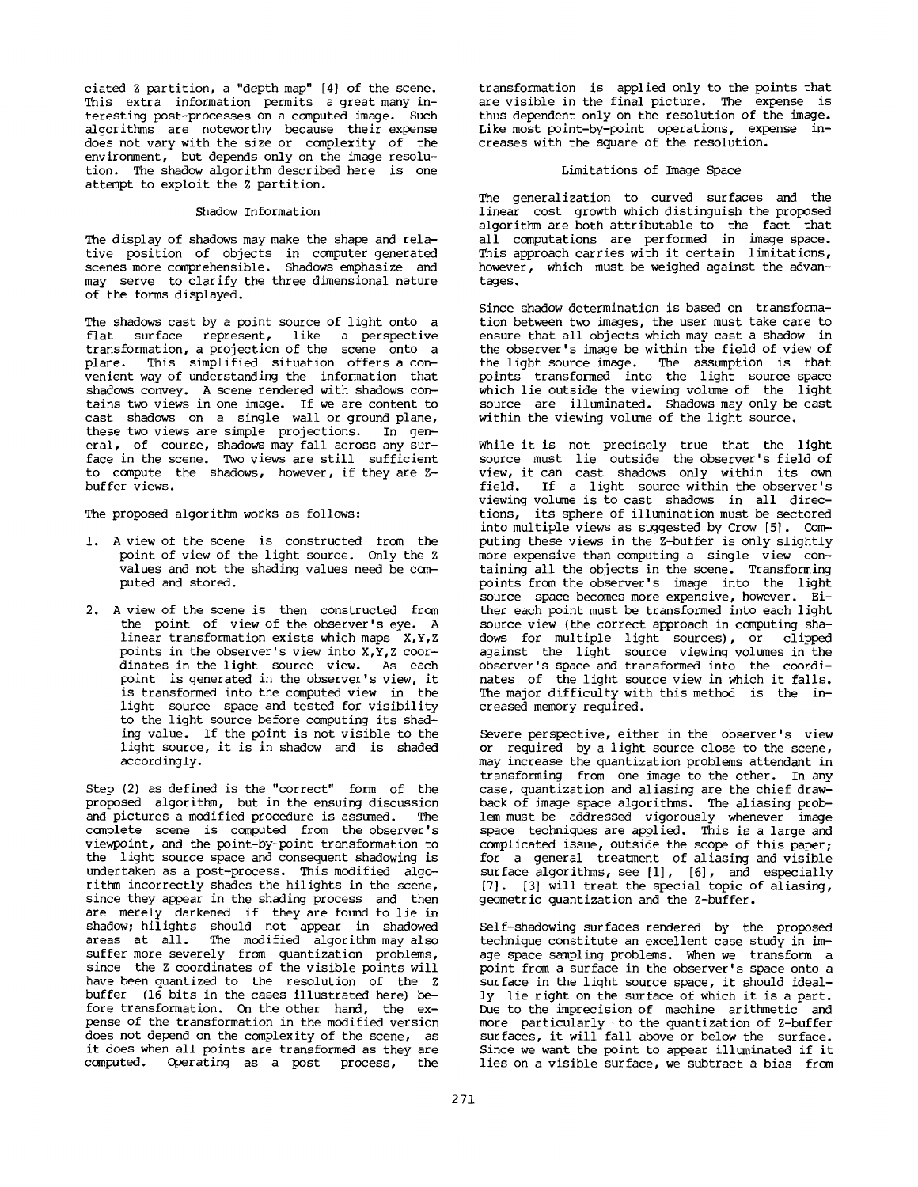ciated Z partition, a "depth map" [4] of the scene. This extra information permits a great many interesting post-processes on a computed image. Such algorithms are noteworthy because their expense does not vary with the size or complexity of the environment, but depends only on the image resolution. The shadow algorithm described here is one attempt to exploit the Z partition.

## Shadow Information

The display of shadows may make the shape and relative position of objects in computer generated scenes more comprehensible. Shadows emphasize and may serve to clarify the three dimensional nature of the forms displayed.

The shadows cast by a point source of light onto a flat surface represent, like a perspective transformation, a projection of the scene onto a plane. This simplified situation offers a convenient way of understanding the information that shadows convey. A scene rendered with shadows contains two views in one image. If we are content to cast shadows on a single wall or ground plane, these two views are simple projections. In general, of course, shadows may fall across any surface in the scene. Two views are still sufficient to compute the shadows, however, if they are Z-buffer views.

The proposed algorithm works as follows:

1. A view of the scene is constructed from the point of view of the light source. Only the Z values and not the shading values need be computed and stored.

2. A view of the scene is then constructed from the point of view of the observer's eye. A linear transformation exists which maps X,Y,Z points in the observer's view into X,Y,Z coordinates in the light source view. As each point is generated in the observer's view, it is transformed into the computed view in the light source space and tested for visibility to the light source before computing its shading value. If the point is not visible to the light source, it is in shadow and is shaded accordingly.

Step (2) as defined is the "correct" form of the proposed algorithm, but in the ensuing discussion and pictures a modified procedure is assumed. The complete scene is computed from the observer's viewpoint, and the point-by-point transformation to the light source space and consequent shadowing is undertaken as a post-process. This modified algorithm incorrectly shades the hilights in the scene, since they appear in the shading process and then are merely darkened if they are found to lie in shadow; hilights should not appear in shadowed areas at all. The modified algorithm may also suffer more severely from quantization problems, since the Z coordinates of the visible points will have been quantized to the resolution of the Z buffer (16 bits in the cases illustrated here) before transformation. On the other hand, the expense of the transformation in the modified version does not depend on the complexity of the scene, as it does when all points are transformed as they are computed. Operating as a post process, the transformation is applied only to the points that are visible in the final picture. The expense is thus dependent only on the resolution of the image. Like most point-by-point operations, expense increases with the square of the resolution.

## Limitations of Image Space

The generalization to curved surfaces and the linear cost growth which distinguish the proposed algorithm are both attributable to the fact that all computations are performed in image space. This approach carries with it certain limitations, however, which must be weighed against the advantages.

Since shadow determination is based on transformation between two images, the user must take care to ensure that all objects which may cast a shadow in the observer's image be within the field of view of the light source image. The assumption is that points transformed into the light source space which lie outside the viewing volume of the light source are illuminated. Shadows may only be cast within the viewing volume of the light source.

While it is not precisely true that the light source must lie outside the observer's field of view, it can cast shadows only within its own field. If a light source within the observer's viewing volume is to cast shadows in all directions, its sphere of illumination must be sectored into multiple views as suggested by Crow [5]. Computing these views in the Z-buffer is only slightly more expensive than computing a single view containing all the objects in the scene. Transforming points from the observer's image into the light source space becomes more expensive, however. Either each point must be transformed into each light source view (the correct approach in computing shadows for multiple light sources), or clipped against the light source viewing volumes in the observer's space and transformed into the coordinates of the light source view in which it falls. The major difficulty with this method is the increased memory required.

Severe perspective, either in the observer's view or required by a light source close to the scene, may increase the quantization problems attendant in transforming from one image to the other. In any case, quantization and aliasing are the chief drawback of image space algorithms. The aliasing problem must be addressed vigorously whenever image space techniques are applied. This is a large and complicated issue, outside the scope of this paper; for a general treatment of aliasing and visible surface algorithms, see [1], [6], and especially [7]. [3] will treat the special topic of aliasing, geometric quantization and the Z-buffer.

Self-shadowing surfaces rendered by the proposed technique constitute an excellent case study in image space sampling problems. When we transform a point from a surface in the observer's space onto a surface in the light source space, it should ideally lie right on the surface of which it is a part. Due to the imprecision of machine arithmetic and more particularly to the quantization of Z-buffer surfaces, it will fall above or below the surface. Since we want the point to appear illuminated if it lies on a visible surface, we subtract a bias from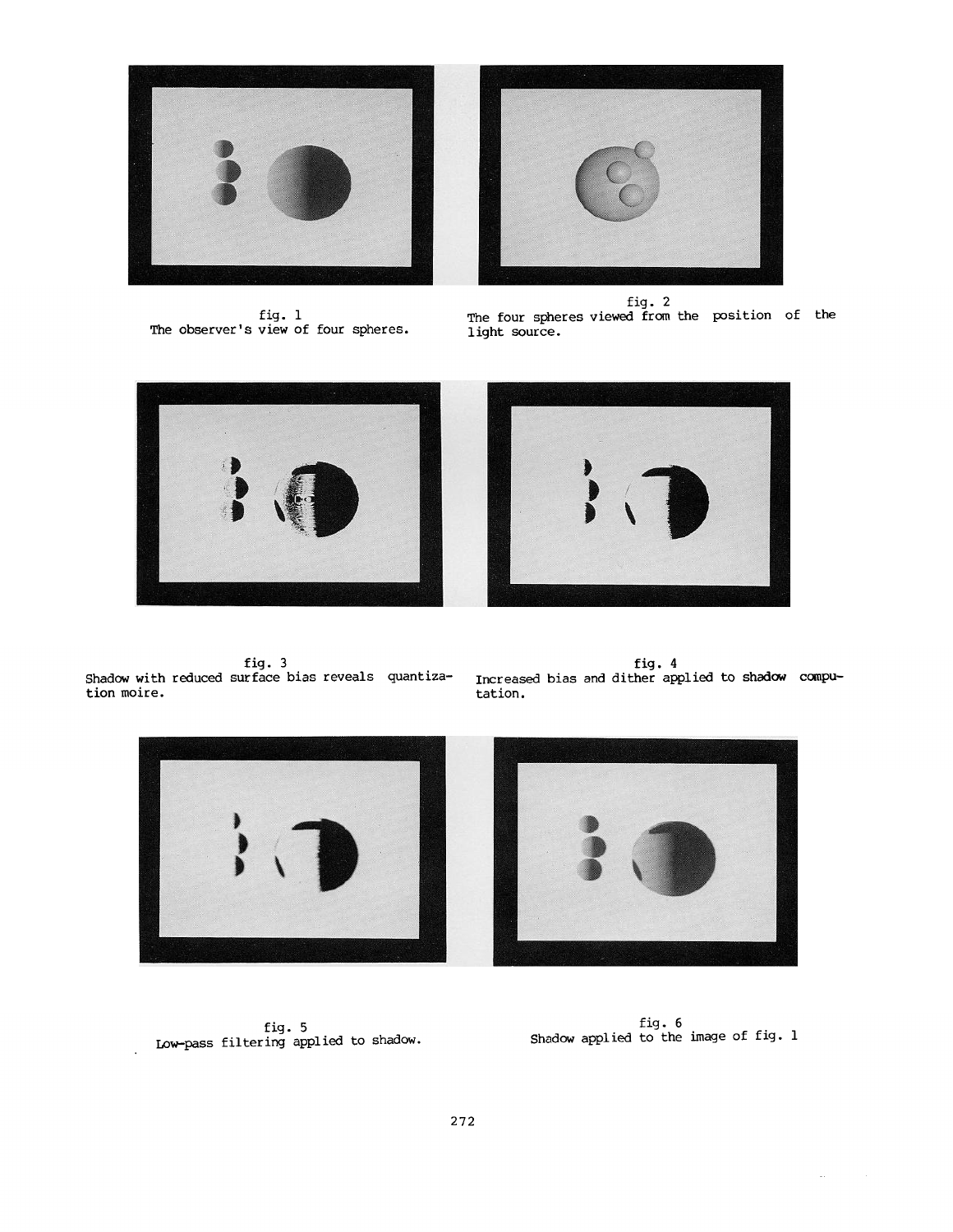fig. 1
The observer's view of four spheres.

fig. 2
The four spheres viewed from the position of the light source.

fig. 3
Shadow with reduced surface bias reveals quantization moire.

fig. 4
Increased bias and dither applied to shadow computation.

fig. 5
Low-pass filtering applied to shadow.

fig. 6
Shadow applied to the image of fig. 1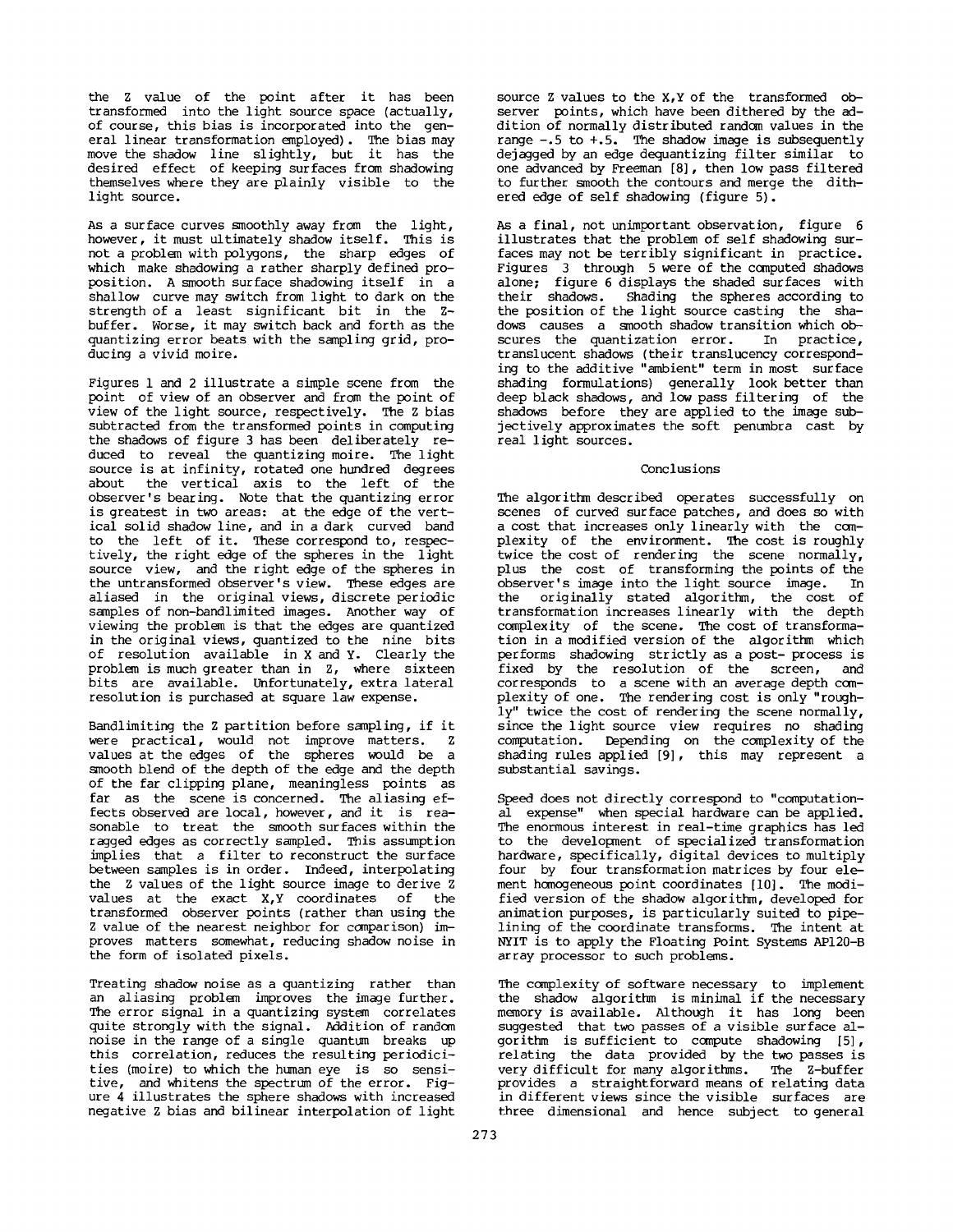the Z value of the point after it has been transformed into the light source space (actually, of course, this bias is incorporated into the general linear transformation employed). The bias may move the shadow line slightly, but it has the desired effect of keeping surfaces from shadowing themselves where they are plainly visible to the light source.

As a surface curves smoothly away from the light, however, it must ultimately shadow itself. This is not a problem with polygons, the sharp edges of which make shadowing a rather sharply defined proposition. A smooth surface shadowing itself in a shallow curve may switch from light to dark on the strength of a least significant bit in the Z-buffer. Worse, it may switch back and forth as the quantizing error beats with the sampling grid, producing a vivid moire.

Figures 1 and 2 illustrate a simple scene from the point of view of an observer and from the point of view of the light source, respectively. The Z bias subtracted from the transformed points in computing the shadows of figure 3 has been deliberately reduced to reveal the quantizing moire. The light source is at infinity, rotated one hundred degrees about the vertical axis to the left of the observer's bearing. Note that the quantizing error is greatest in two areas: at the edge of the vertical solid shadow line, and in a dark curved band to the left of it. These correspond to, respectively, the right edge of the spheres in the light source view, and the right edge of the spheres in the untransformed observer's view. These edges are aliased in the original views, discrete periodic samples of non-bandlimited images. Another way of viewing the problem is that the edges are quantized in the original views, quantized to the nine bits of resolution available in X and Y. Clearly the problem is much greater than in Z, where sixteen bits are available. Unfortunately, extra lateral resolution is purchased at square law expense.

Bandlimiting the Z partition before sampling, if it were practical, would not improve matters. Z values at the edges of the spheres would be a smooth blend of the depth of the edge and the depth of the far clipping plane, meaningless points as far as the scene is concerned. The aliasing effects observed are local, however, and it is reasonable to treat the smooth surfaces within the ragged edges as correctly sampled. This assumption implies that a filter to reconstruct the surface between samples is in order. Indeed, interpolating the Z values of the light source image to derive Z values at the exact X,Y coordinates of the transformed observer points (rather than using the Z value of the nearest neighbor for comparison) improves matters somewhat, reducing shadow noise in the form of isolated pixels.

Treating shadow noise as a quantizing rather than an aliasing problem improves the image further. The error signal in a quantizing system correlates quite strongly with the signal. Addition of random noise in the range of a single quantum breaks up this correlation, reduces the resulting periodicities (moire) to which the human eye is so sensitive, and whitens the spectrum of the error. Figure 4 illustrates the sphere shadows with increased negative Z bias and bilinear interpolation of light source Z values to the X,Y of the transformed observer points, which have been dithered by the addition of normally distributed random values in the range -.5 to +.5. The shadow image is subsequently dejagged by an edge dequantizing filter similar to one advanced by Freeman [8], then low pass filtered to further smooth the contours and merge the dithered edge of self shadowing (figure 5).

As a final, not unimportant observation, figure 6 illustrates that the problem of self shadowing surfaces may not be terribly significant in practice. Figures 3 through 5 were of the computed shadows alone; figure 6 displays the shaded surfaces with their shadows. Shading the spheres according to the position of the light source casting the shadows causes a smooth shadow transition which obscures the quantization error. In practice, translucent shadows (their translucency corresponding to the additive "ambient" term in most surface shading formulations) generally look better than deep black shadows, and low pass filtering of the shadows before they are applied to the image subjectively approximates the soft penumbra cast by real light sources.

## Conclusions

The algorithm described operates successfully on scenes of curved surface patches, and does so with a cost that increases only linearly with the complexity of the environment. The cost is roughly twice the cost of rendering the scene normally, plus the cost of transforming the points of the observer's image into the light source image. In the originally stated algorithm, the cost of transformation increases linearly with the depth complexity of the scene. The cost of transformation in a modified version of the algorithm which performs shadowing strictly as a post- process is fixed by the resolution of the screen, and corresponds to a scene with an average depth complexity of one. The rendering cost is only "roughly" twice the cost of rendering the scene normally, since the light source view requires no shading computation. Depending on the complexity of the shading rules applied [9], this may represent a substantial savings.

Speed does not directly correspond to "computational expense" when special hardware can be applied. The enormous interest in real-time graphics has led to the development of specialized transformation hardware, specifically, digital devices to multiply four by four transformation matrices by four element homogeneous point coordinates [10]. The modified version of the shadow algorithm, developed for animation purposes, is particularly suited to pipelining of the coordinate transforms. The intent at NYIT is to apply the Floating Point Systems AP120-B array processor to such problems.

The complexity of software necessary to implement the shadow algorithm is minimal if the necessary memory is available. Although it has long been suggested that two passes of a visible surface algorithm is sufficient to compute shadowing [5], relating the data provided by the two passes is very difficult for many algorithms. The Z-buffer provides a straightforward means of relating data in different views since the visible surfaces are three dimensional and hence subject to general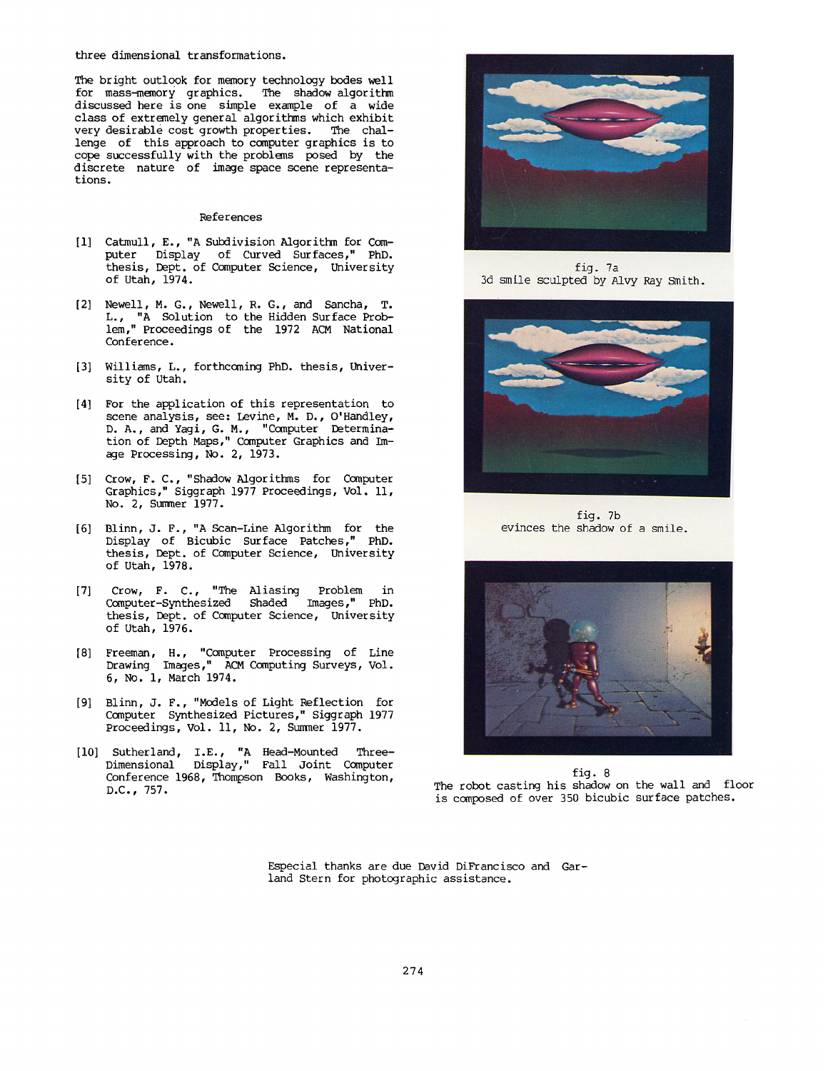three dimensional transformations.

The bright outlook for memory technology bodes well for mass-memory graphics. The shadow algorithm discussed here is one simple example of a wide class of extremely general algorithms which exhibit very desirable cost growth properties. The challenge of this approach to computer graphics is to cope successfully with the problems posed by the discrete nature of image space scene representations.

## References

[1] Catmull, E., "A Subdivision Algorithm for Computer Display of Curved Surfaces," PhD. thesis, Dept. of Computer Science, University of Utah, 1974.

[2] Newell, M. G., Newell, R. G., and Sancha, T. L., "A Solution to the Hidden Surface Problem," Proceedings of the 1972 ACM National Conference.

[3] Williams, L., forthcoming PhD. thesis, University of Utah.

[4] For the application of this representation to scene analysis, see: Levine, M. D., O'Handley, D. A., and Yagi, G. M., "Computer Determination of Depth Maps," Computer Graphics and Image Processing, No. 2, 1973.

[5] Crow, F. C., "Shadow Algorithms for Computer Graphics," Siggraph 1977 Proceedings, Vol. 11, No. 2, Summer 1977.

[6] Blinn, J. F., "A Scan-Line Algorithm for the Display of Bicubic Surface Patches," PhD. thesis, Dept. of Computer Science, University of Utah, 1978.

[7] Crow, F. C., "The Aliasing Problem in Computer-Synthesized Shaded Images," PhD. thesis, Dept. of Computer Science, University of Utah, 1976.

[8] Freeman, H., "Computer Processing of Line Drawing Images," ACM Computing Surveys, Vol. 6, No. 1, March 1974.

[9] Blinn, J. F., "Models of Light Reflection for Computer Synthesized Pictures," Siggraph 1977 Proceedings, Vol. 11, No. 2, Summer 1977.

[10] Sutherland, I.E., "A Head-Mounted Three-Dimensional Display," Fall Joint Computer Conference 1968, Thompson Books, Washington, D.C., 757.

fig. 7a
3d smile sculpted by Alvy Ray Smith.

fig. 7b
evinces the shadow of a smile.

fig. 8
The robot casting his shadow on the wall and floor is composed of over 350 bicubic surface patches.

Especial thanks are due David DiFrancisco and Garland Stern for photographic assistance.